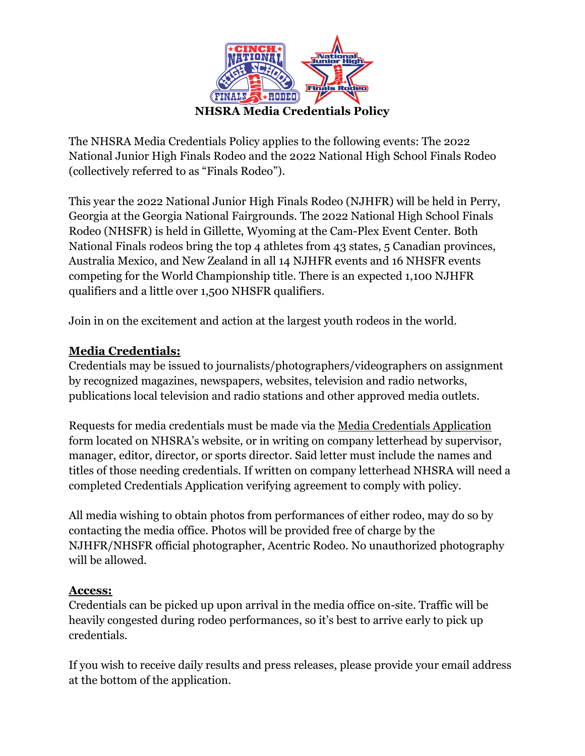# NHSRA Media Credentials Policy

The NHSRA Media Credentials Policy applies to the following events: The 2022 National Junior High Finals Rodeo and the 2022 National High School Finals Rodeo (collectively referred to as "Finals Rodeo").

This year the 2022 National Junior High Finals Rodeo (NJHFR) will be held in Perry, Georgia at the Georgia National Fairgrounds. The 2022 National High School Finals Rodeo (NHSFR) is held in Gillette, Wyoming at the Cam-Plex Event Center. Both National Finals rodeos bring the top 4 athletes from 43 states, 5 Canadian provinces, Australia Mexico, and New Zealand in all 14 NJHFR events and 16 NHSFR events competing for the World Championship title. There is an expected 1,100 NJHFR qualifiers and a little over 1,500 NHSFR qualifiers.

Join in on the excitement and action at the largest youth rodeos in the world.

## Media Credentials:

Credentials may be issued to journalists/photographers/videographers on assignment by recognized magazines, newspapers, websites, television and radio networks, publications local television and radio stations and other approved media outlets.

Requests for media credentials must be made via the Media Credentials Application form located on NHSRA's website, or in writing on company letterhead by supervisor, manager, editor, director, or sports director. Said letter must include the names and titles of those needing credentials. If written on company letterhead NHSRA will need a completed Credentials Application verifying agreement to comply with policy.

All media wishing to obtain photos from performances of either rodeo, may do so by contacting the media office. Photos will be provided free of charge by the NJHFR/NHSFR official photographer, Acentric Rodeo. No unauthorized photography will be allowed.

## Access:

Credentials can be picked up upon arrival in the media office on-site. Traffic will be heavily congested during rodeo performances, so it's best to arrive early to pick up credentials.

If you wish to receive daily results and press releases, please provide your email address at the bottom of the application.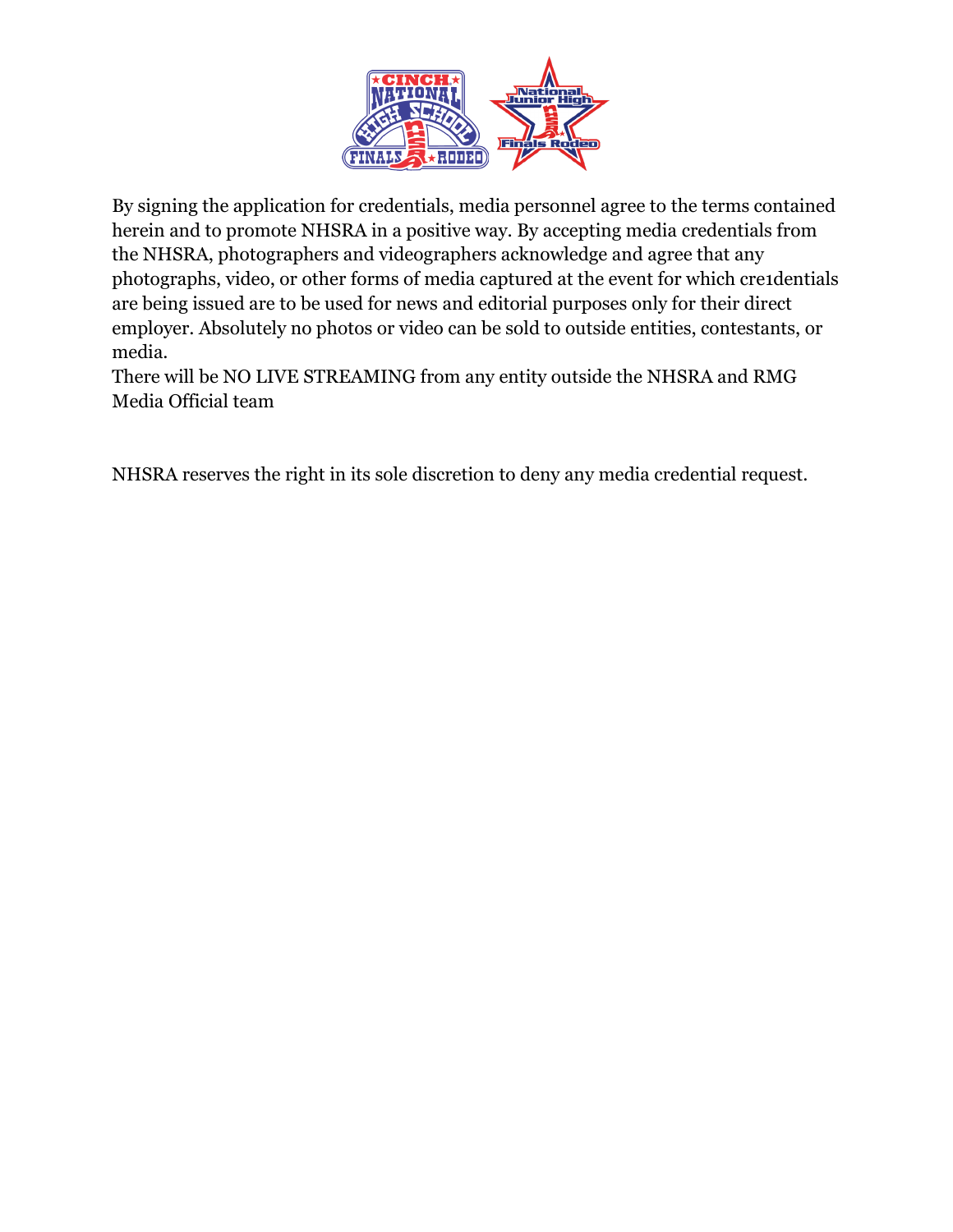By signing the application for credentials, media personnel agree to the terms contained herein and to promote NHSRA in a positive way. By accepting media credentials from the NHSRA, photographers and videographers acknowledge and agree that any photographs, video, or other forms of media captured at the event for which cre1dentials are being issued are to be used for news and editorial purposes only for their direct employer. Absolutely no photos or video can be sold to outside entities, contestants, or media.
There will be NO LIVE STREAMING from any entity outside the NHSRA and RMG Media Official team

NHSRA reserves the right in its sole discretion to deny any media credential request.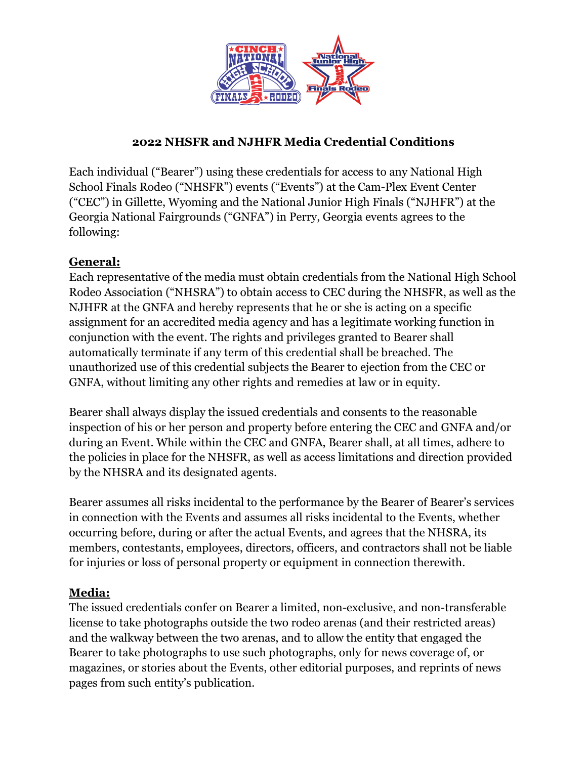## 2022 NHSFR and NJHFR Media Credential Conditions

Each individual ("Bearer") using these credentials for access to any National High School Finals Rodeo ("NHSFR") events ("Events") at the Cam-Plex Event Center ("CEC") in Gillette, Wyoming and the National Junior High Finals ("NJHFR") at the Georgia National Fairgrounds ("GNFA") in Perry, Georgia events agrees to the following:

**General:**

Each representative of the media must obtain credentials from the National High School Rodeo Association ("NHSRA") to obtain access to CEC during the NHSFR, as well as the NJHFR at the GNFA and hereby represents that he or she is acting on a specific assignment for an accredited media agency and has a legitimate working function in conjunction with the event. The rights and privileges granted to Bearer shall automatically terminate if any term of this credential shall be breached. The unauthorized use of this credential subjects the Bearer to ejection from the CEC or GNFA, without limiting any other rights and remedies at law or in equity.

Bearer shall always display the issued credentials and consents to the reasonable inspection of his or her person and property before entering the CEC and GNFA and/or during an Event. While within the CEC and GNFA, Bearer shall, at all times, adhere to the policies in place for the NHSFR, as well as access limitations and direction provided by the NHSRA and its designated agents.

Bearer assumes all risks incidental to the performance by the Bearer of Bearer's services in connection with the Events and assumes all risks incidental to the Events, whether occurring before, during or after the actual Events, and agrees that the NHSRA, its members, contestants, employees, directors, officers, and contractors shall not be liable for injuries or loss of personal property or equipment in connection therewith.

**Media:**

The issued credentials confer on Bearer a limited, non-exclusive, and non-transferable license to take photographs outside the two rodeo arenas (and their restricted areas) and the walkway between the two arenas, and to allow the entity that engaged the Bearer to take photographs to use such photographs, only for news coverage of, or magazines, or stories about the Events, other editorial purposes, and reprints of news pages from such entity's publication.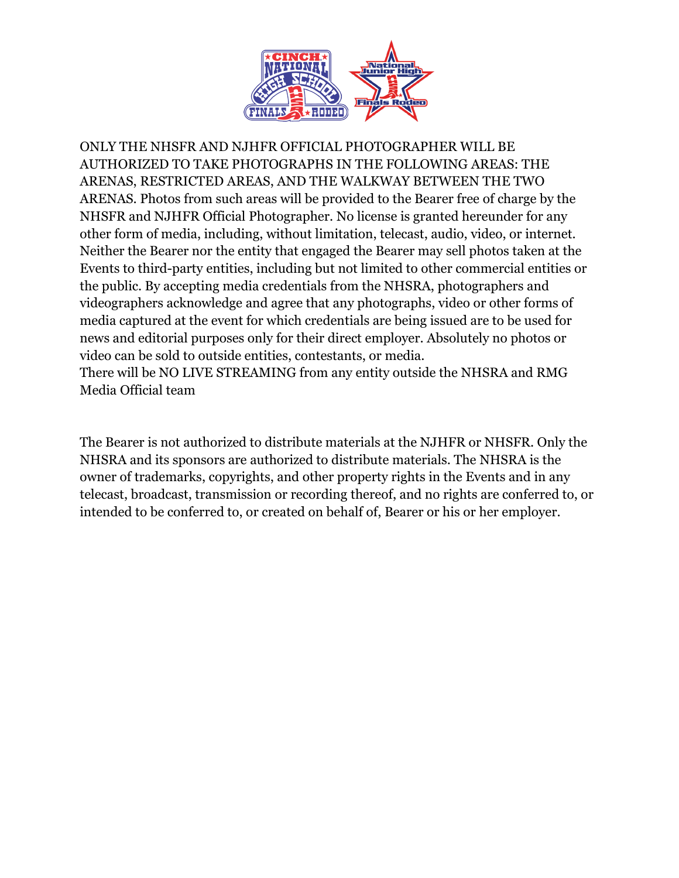ONLY THE NHSFR AND NJHFR OFFICIAL PHOTOGRAPHER WILL BE AUTHORIZED TO TAKE PHOTOGRAPHS IN THE FOLLOWING AREAS: THE ARENAS, RESTRICTED AREAS, AND THE WALKWAY BETWEEN THE TWO ARENAS. Photos from such areas will be provided to the Bearer free of charge by the NHSFR and NJHFR Official Photographer. No license is granted hereunder for any other form of media, including, without limitation, telecast, audio, video, or internet. Neither the Bearer nor the entity that engaged the Bearer may sell photos taken at the Events to third-party entities, including but not limited to other commercial entities or the public. By accepting media credentials from the NHSRA, photographers and videographers acknowledge and agree that any photographs, video or other forms of media captured at the event for which credentials are being issued are to be used for news and editorial purposes only for their direct employer. Absolutely no photos or video can be sold to outside entities, contestants, or media.
There will be NO LIVE STREAMING from any entity outside the NHSRA and RMG Media Official team

The Bearer is not authorized to distribute materials at the NJHFR or NHSFR. Only the NHSRA and its sponsors are authorized to distribute materials. The NHSRA is the owner of trademarks, copyrights, and other property rights in the Events and in any telecast, broadcast, transmission or recording thereof, and no rights are conferred to, or intended to be conferred to, or created on behalf of, Bearer or his or her employer.